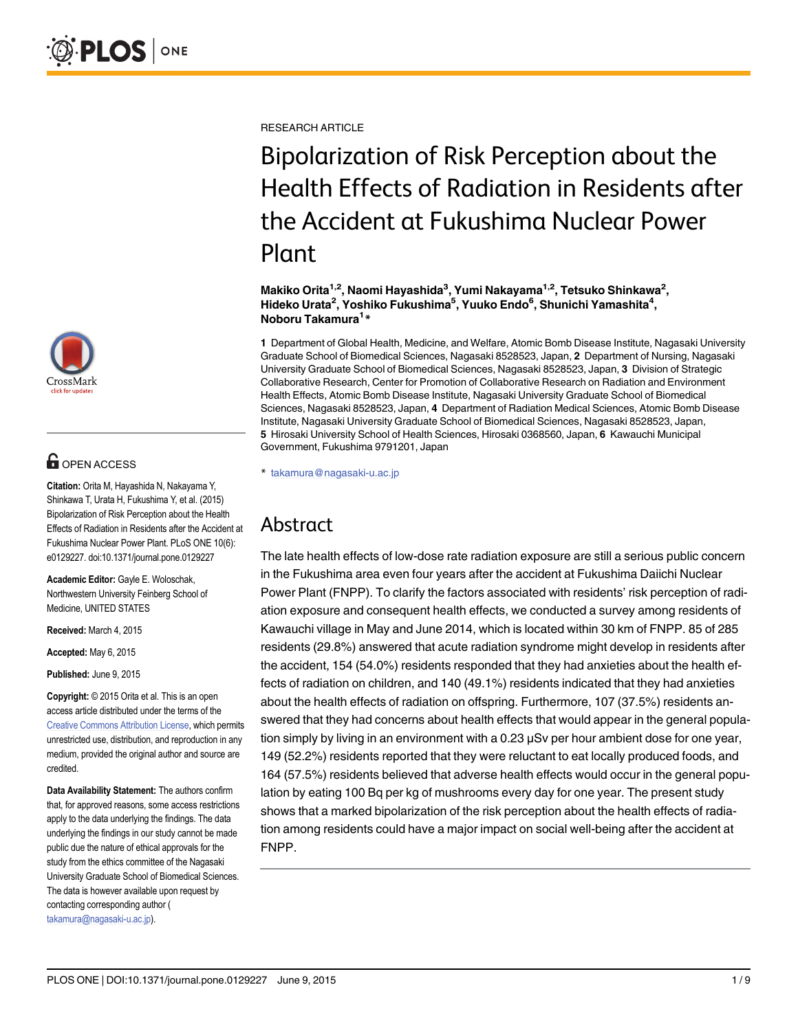RESEARCH ARTICLE

# Bipolarization of Risk Perception about the Health Effects of Radiation in Residents after the Accident at Fukushima Nuclear Power Plant

**Makiko Orita[1,2], Naomi Hayashida[3], Yumi Nakayama[1,2], Tetsuko Shinkawa[2], Hideko Urata[2], Yoshiko Fukushima[5], Yuuko Endo[6], Shunichi Yamashita[4], Noboru Takamura[1]***

**1** Department of Global Health, Medicine, and Welfare, Atomic Bomb Disease Institute, Nagasaki University Graduate School of Biomedical Sciences, Nagasaki 8528523, Japan, **2** Department of Nursing, Nagasaki University Graduate School of Biomedical Sciences, Nagasaki 8528523, Japan, **3** Division of Strategic Collaborative Research, Center for Promotion of Collaborative Research on Radiation and Environment Health Effects, Atomic Bomb Disease Institute, Nagasaki University Graduate School of Biomedical Sciences, Nagasaki 8528523, Japan, **4** Department of Radiation Medical Sciences, Atomic Bomb Disease Institute, Nagasaki University Graduate School of Biomedical Sciences, Nagasaki 8528523, Japan, **5** Hirosaki University School of Health Sciences, Hirosaki 0368560, Japan, **6** Kawauchi Municipal Government, Fukushima 9791201, Japan

* takamura@nagasaki-u.ac.jp

## Abstract

The late health effects of low-dose rate radiation exposure are still a serious public concern in the Fukushima area even four years after the accident at Fukushima Daiichi Nuclear Power Plant (FNPP). To clarify the factors associated with residents' risk perception of radiation exposure and consequent health effects, we conducted a survey among residents of Kawauchi village in May and June 2014, which is located within 30 km of FNPP. 85 of 285 residents (29.8%) answered that acute radiation syndrome might develop in residents after the accident, 154 (54.0%) residents responded that they had anxieties about the health effects of radiation on children, and 140 (49.1%) residents indicated that they had anxieties about the health effects of radiation on offspring. Furthermore, 107 (37.5%) residents answered that they had concerns about health effects that would appear in the general population simply by living in an environment with a 0.23 μSv per hour ambient dose for one year, 149 (52.2%) residents reported that they were reluctant to eat locally produced foods, and 164 (57.5%) residents believed that adverse health effects would occur in the general population by eating 100 Bq per kg of mushrooms every day for one year. The present study shows that a marked bipolarization of the risk perception about the health effects of radiation among residents could have a major impact on social well-being after the accident at FNPP.

**OPEN ACCESS**

**Citation:** Orita M, Hayashida N, Nakayama Y, Shinkawa T, Urata H, Fukushima Y, et al. (2015) Bipolarization of Risk Perception about the Health Effects of Radiation in Residents after the Accident at Fukushima Nuclear Power Plant. PLoS ONE 10(6): e0129227. doi:10.1371/journal.pone.0129227

**Academic Editor:** Gayle E. Woloschak, Northwestern University Feinberg School of Medicine, UNITED STATES

**Received:** March 4, 2015

**Accepted:** May 6, 2015

**Published:** June 9, 2015

**Copyright:** © 2015 Orita et al. This is an open access article distributed under the terms of the Creative Commons Attribution License, which permits unrestricted use, distribution, and reproduction in any medium, provided the original author and source are credited.

**Data Availability Statement:** The authors confirm that, for approved reasons, some access restrictions apply to the data underlying the findings. The data underlying the findings in our study cannot be made public due the nature of ethical approvals for the study from the ethics committee of the Nagasaki University Graduate School of Biomedical Sciences. The data is however available upon request by contacting corresponding author (takamura@nagasaki-u.ac.jp).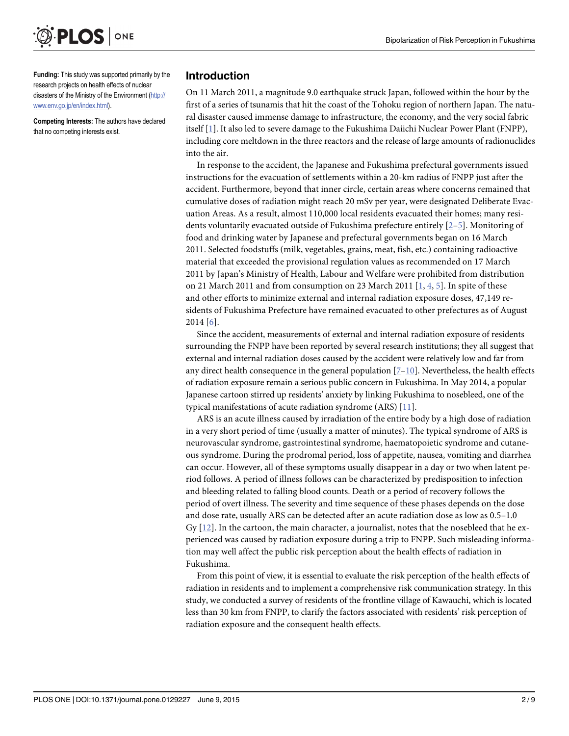**Funding:** This study was supported primarily by the research projects on health effects of nuclear disasters of the Ministry of the Environment (http://www.env.go.jp/en/index.html).

**Competing Interests:** The authors have declared that no competing interests exist.

## Introduction

On 11 March 2011, a magnitude 9.0 earthquake struck Japan, followed within the hour by the first of a series of tsunamis that hit the coast of the Tohoku region of northern Japan. The natural disaster caused immense damage to infrastructure, the economy, and the very social fabric itself [1]. It also led to severe damage to the Fukushima Daiichi Nuclear Power Plant (FNPP), including core meltdown in the three reactors and the release of large amounts of radionuclides into the air.

In response to the accident, the Japanese and Fukushima prefectural governments issued instructions for the evacuation of settlements within a 20-km radius of FNPP just after the accident. Furthermore, beyond that inner circle, certain areas where concerns remained that cumulative doses of radiation might reach 20 mSv per year, were designated Deliberate Evacuation Areas. As a result, almost 110,000 local residents evacuated their homes; many residents voluntarily evacuated outside of Fukushima prefecture entirely [2–5]. Monitoring of food and drinking water by Japanese and prefectural governments began on 16 March 2011. Selected foodstuffs (milk, vegetables, grains, meat, fish, etc.) containing radioactive material that exceeded the provisional regulation values as recommended on 17 March 2011 by Japan's Ministry of Health, Labour and Welfare were prohibited from distribution on 21 March 2011 and from consumption on 23 March 2011 [1, 4, 5]. In spite of these and other efforts to minimize external and internal radiation exposure doses, 47,149 residents of Fukushima Prefecture have remained evacuated to other prefectures as of August 2014 [6].

Since the accident, measurements of external and internal radiation exposure of residents surrounding the FNPP have been reported by several research institutions; they all suggest that external and internal radiation doses caused by the accident were relatively low and far from any direct health consequence in the general population [7–10]. Nevertheless, the health effects of radiation exposure remain a serious public concern in Fukushima. In May 2014, a popular Japanese cartoon stirred up residents' anxiety by linking Fukushima to nosebleed, one of the typical manifestations of acute radiation syndrome (ARS) [11].

ARS is an acute illness caused by irradiation of the entire body by a high dose of radiation in a very short period of time (usually a matter of minutes). The typical syndrome of ARS is neurovascular syndrome, gastrointestinal syndrome, haematopoietic syndrome and cutaneous syndrome. During the prodromal period, loss of appetite, nausea, vomiting and diarrhea can occur. However, all of these symptoms usually disappear in a day or two when latent period follows. A period of illness follows can be characterized by predisposition to infection and bleeding related to falling blood counts. Death or a period of recovery follows the period of overt illness. The severity and time sequence of these phases depends on the dose and dose rate, usually ARS can be detected after an acute radiation dose as low as 0.5–1.0 Gy [12]. In the cartoon, the main character, a journalist, notes that the nosebleed that he experienced was caused by radiation exposure during a trip to FNPP. Such misleading information may well affect the public risk perception about the health effects of radiation in Fukushima.

From this point of view, it is essential to evaluate the risk perception of the health effects of radiation in residents and to implement a comprehensive risk communication strategy. In this study, we conducted a survey of residents of the frontline village of Kawauchi, which is located less than 30 km from FNPP, to clarify the factors associated with residents' risk perception of radiation exposure and the consequent health effects.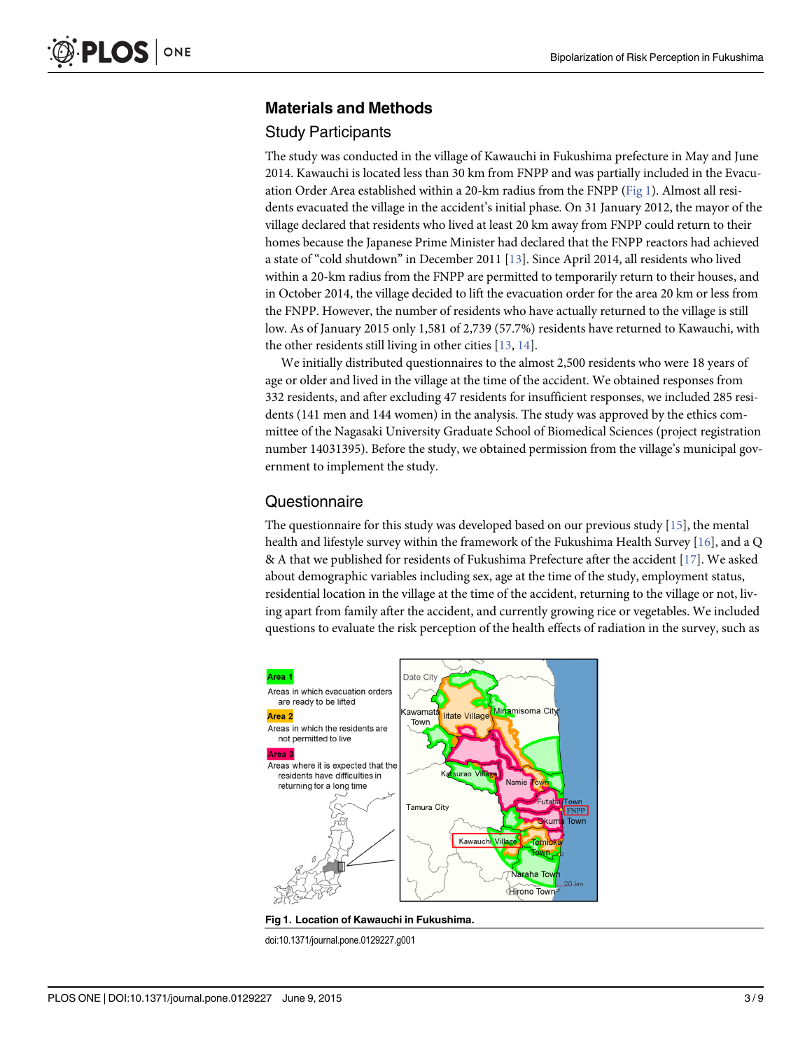## Materials and Methods

### Study Participants

The study was conducted in the village of Kawauchi in Fukushima prefecture in May and June 2014. Kawauchi is located less than 30 km from FNPP and was partially included in the Evacuation Order Area established within a 20-km radius from the FNPP (Fig 1). Almost all residents evacuated the village in the accident's initial phase. On 31 January 2012, the mayor of the village declared that residents who lived at least 20 km away from FNPP could return to their homes because the Japanese Prime Minister had declared that the FNPP reactors had achieved a state of "cold shutdown" in December 2011 [13]. Since April 2014, all residents who lived within a 20-km radius from the FNPP are permitted to temporarily return to their houses, and in October 2014, the village decided to lift the evacuation order for the area 20 km or less from the FNPP. However, the number of residents who have actually returned to the village is still low. As of January 2015 only 1,581 of 2,739 (57.7%) residents have returned to Kawauchi, with the other residents still living in other cities [13, 14].

We initially distributed questionnaires to the almost 2,500 residents who were 18 years of age or older and lived in the village at the time of the accident. We obtained responses from 332 residents, and after excluding 47 residents for insufficient responses, we included 285 residents (141 men and 144 women) in the analysis. The study was approved by the ethics committee of the Nagasaki University Graduate School of Biomedical Sciences (project registration number 14031395). Before the study, we obtained permission from the village's municipal government to implement the study.

### Questionnaire

The questionnaire for this study was developed based on our previous study [15], the mental health and lifestyle survey within the framework of the Fukushima Health Survey [16], and a Q & A that we published for residents of Fukushima Prefecture after the accident [17]. We asked about demographic variables including sex, age at the time of the study, employment status, residential location in the village at the time of the accident, returning to the village or not, living apart from family after the accident, and currently growing rice or vegetables. We included questions to evaluate the risk perception of the health effects of radiation in the survey, such as

**Fig 1. Location of Kawauchi in Fukushima.**

doi:10.1371/journal.pone.0129227.g001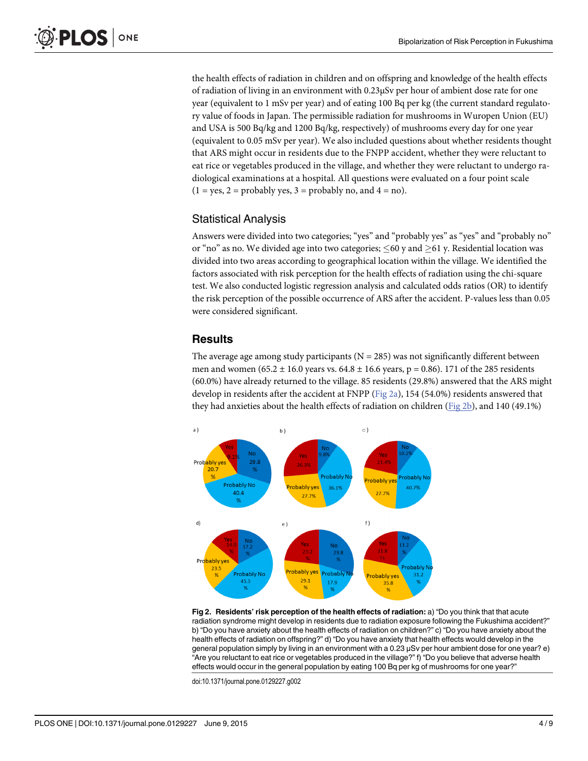the health effects of radiation in children and on offspring and knowledge of the health effects of radiation of living in an environment with 0.23μSv per hour of ambient dose rate for one year (equivalent to 1 mSv per year) and of eating 100 Bq per kg (the current standard regulatory value of foods in Japan. The permissible radiation for mushrooms in Wuropen Union (EU) and USA is 500 Bq/kg and 1200 Bq/kg, respectively) of mushrooms every day for one year (equivalent to 0.05 mSv per year). We also included questions about whether residents thought that ARS might occur in residents due to the FNPP accident, whether they were reluctant to eat rice or vegetables produced in the village, and whether they were reluctant to undergo radiological examinations at a hospital. All questions were evaluated on a four point scale (1 = yes, 2 = probably yes, 3 = probably no, and 4 = no).

## Statistical Analysis

Answers were divided into two categories; "yes" and "probably yes" as "yes" and "probably no" or "no" as no. We divided age into two categories; ≤60 y and ≥61 y. Residential location was divided into two areas according to geographical location within the village. We identified the factors associated with risk perception for the health effects of radiation using the chi-square test. We also conducted logistic regression analysis and calculated odds ratios (OR) to identify the risk perception of the possible occurrence of ARS after the accident. P-values less than 0.05 were considered significant.

## Results

The average age among study participants (N = 285) was not significantly different between men and women (65.2 ± 16.0 years vs. 64.8 ± 16.6 years, p = 0.86). 171 of the 285 residents (60.0%) have already returned to the village. 85 residents (29.8%) answered that the ARS might develop in residents after the accident at FNPP (Fig 2a), 154 (54.0%) residents answered that they had anxieties about the health effects of radiation on children (Fig 2b), and 140 (49.1%)

**Fig 2. Residents' risk perception of the health effects of radiation:** a) "Do you think that that acute radiation syndrome might develop in residents due to radiation exposure following the Fukushima accident?" b) "Do you have anxiety about the health effects of radiation on children?" c) "Do you have anxiety about the health effects of radiation on offspring?" d) "Do you have anxiety that health effects would develop in the general population simply by living in an environment with a 0.23 μSv per hour ambient dose for one year? e) "Are you reluctant to eat rice or vegetables produced in the village?" f) "Do you believe that adverse health effects would occur in the general population by eating 100 Bq per kg of mushrooms for one year?"

doi:10.1371/journal.pone.0129227.g002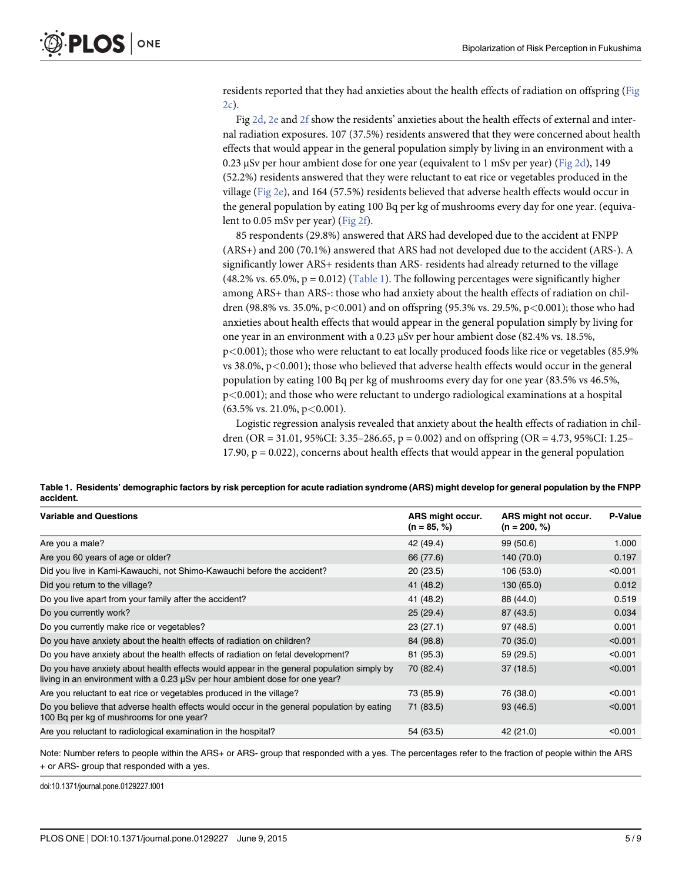residents reported that they had anxieties about the health effects of radiation on offspring (Fig 2c).

Fig 2d, 2e and 2f show the residents' anxieties about the health effects of external and internal radiation exposures. 107 (37.5%) residents answered that they were concerned about health effects that would appear in the general population simply by living in an environment with a 0.23 μSv per hour ambient dose for one year (equivalent to 1 mSv per year) (Fig 2d), 149 (52.2%) residents answered that they were reluctant to eat rice or vegetables produced in the village (Fig 2e), and 164 (57.5%) residents believed that adverse health effects would occur in the general population by eating 100 Bq per kg of mushrooms every day for one year. (equivalent to 0.05 mSv per year) (Fig 2f).

85 respondents (29.8%) answered that ARS had developed due to the accident at FNPP (ARS+) and 200 (70.1%) answered that ARS had not developed due to the accident (ARS-). A significantly lower ARS+ residents than ARS- residents had already returned to the village (48.2% vs. 65.0%, $p = 0.012$) (Table 1). The following percentages were significantly higher among ARS+ than ARS-: those who had anxiety about the health effects of radiation on children (98.8% vs. 35.0%, $p<0.001$) and on offspring (95.3% vs. 29.5%, $p<0.001$); those who had anxieties about health effects that would appear in the general population simply by living for one year in an environment with a 0.23 μSv per hour ambient dose (82.4% vs. 18.5%, $p<0.001$); those who were reluctant to eat locally produced foods like rice or vegetables (85.9% vs 38.0%, $p<0.001$); those who believed that adverse health effects would occur in the general population by eating 100 Bq per kg of mushrooms every day for one year (83.5% vs 46.5%, $p<0.001$); and those who were reluctant to undergo radiological examinations at a hospital (63.5% vs. 21.0%, $p<0.001$).

Logistic regression analysis revealed that anxiety about the health effects of radiation in children (OR = 31.01, 95%CI: 3.35–286.65, $p = 0.002$) and on offspring (OR = 4.73, 95%CI: 1.25–17.90, $p = 0.022$), concerns about health effects that would appear in the general population

**Table 1. Residents' demographic factors by risk perception for acute radiation syndrome (ARS) might develop for general population by the FNPP accident.**

| Variable and Questions | ARS might occur. (n = 85, %) | ARS might not occur. (n = 200, %) | P-Value |
|---|---|---|---|
| Are you a male? | 42 (49.4) | 99 (50.6) | 1.000 |
| Are you 60 years of age or older? | 66 (77.6) | 140 (70.0) | 0.197 |
| Did you live in Kami-Kawauchi, not Shimo-Kawauchi before the accident? | 20 (23.5) | 106 (53.0) | <0.001 |
| Did you return to the village? | 41 (48.2) | 130 (65.0) | 0.012 |
| Do you live apart from your family after the accident? | 41 (48.2) | 88 (44.0) | 0.519 |
| Do you currently work? | 25 (29.4) | 87 (43.5) | 0.034 |
| Do you currently make rice or vegetables? | 23 (27.1) | 97 (48.5) | 0.001 |
| Do you have anxiety about the health effects of radiation on children? | 84 (98.8) | 70 (35.0) | <0.001 |
| Do you have anxiety about the health effects of radiation on fetal development? | 81 (95.3) | 59 (29.5) | <0.001 |
| Do you have anxiety about health effects would appear in the general population simply by living in an environment with a 0.23 μSv per hour ambient dose for one year? | 70 (82.4) | 37 (18.5) | <0.001 |
| Are you reluctant to eat rice or vegetables produced in the village? | 73 (85.9) | 76 (38.0) | <0.001 |
| Do you believe that adverse health effects would occur in the general population by eating 100 Bq per kg of mushrooms for one year? | 71 (83.5) | 93 (46.5) | <0.001 |
| Are you reluctant to radiological examination in the hospital? | 54 (63.5) | 42 (21.0) | <0.001 |

Note: Number refers to people within the ARS+ or ARS- group that responded with a yes. The percentages refer to the fraction of people within the ARS + or ARS- group that responded with a yes.

doi:10.1371/journal.pone.0129227.t001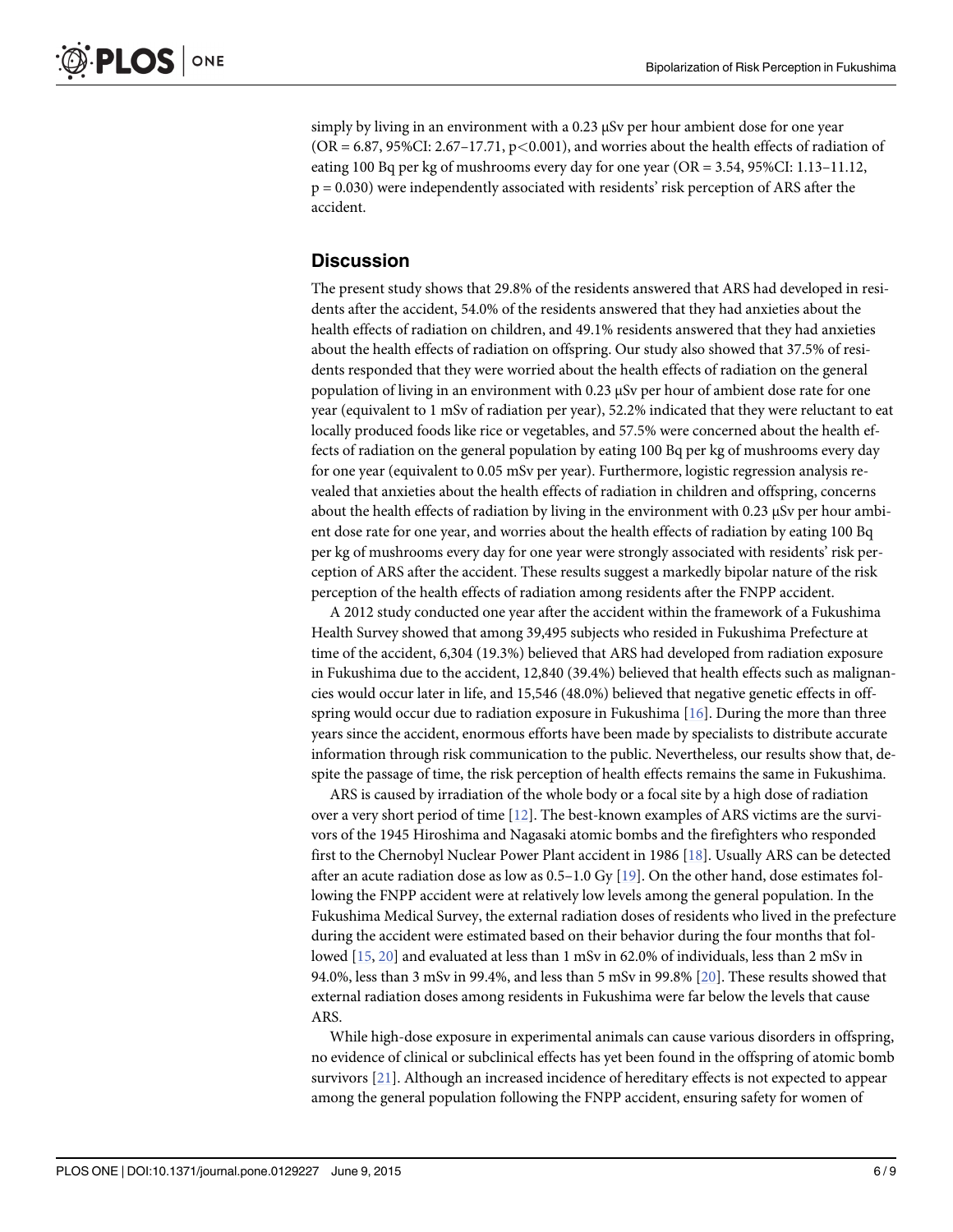simply by living in an environment with a 0.23 μSv per hour ambient dose for one year (OR = 6.87, 95%CI: 2.67–17.71, $p<0.001$), and worries about the health effects of radiation of eating 100 Bq per kg of mushrooms every day for one year (OR = 3.54, 95%CI: 1.13–11.12, $p = 0.030$) were independently associated with residents' risk perception of ARS after the accident.

## Discussion

The present study shows that 29.8% of the residents answered that ARS had developed in residents after the accident, 54.0% of the residents answered that they had anxieties about the health effects of radiation on children, and 49.1% residents answered that they had anxieties about the health effects of radiation on offspring. Our study also showed that 37.5% of residents responded that they were worried about the health effects of radiation on the general population of living in an environment with 0.23 μSv per hour of ambient dose rate for one year (equivalent to 1 mSv of radiation per year), 52.2% indicated that they were reluctant to eat locally produced foods like rice or vegetables, and 57.5% were concerned about the health effects of radiation on the general population by eating 100 Bq per kg of mushrooms every day for one year (equivalent to 0.05 mSv per year). Furthermore, logistic regression analysis revealed that anxieties about the health effects of radiation in children and offspring, concerns about the health effects of radiation by living in the environment with 0.23 μSv per hour ambient dose rate for one year, and worries about the health effects of radiation by eating 100 Bq per kg of mushrooms every day for one year were strongly associated with residents' risk perception of ARS after the accident. These results suggest a markedly bipolar nature of the risk perception of the health effects of radiation among residents after the FNPP accident.

A 2012 study conducted one year after the accident within the framework of a Fukushima Health Survey showed that among 39,495 subjects who resided in Fukushima Prefecture at time of the accident, 6,304 (19.3%) believed that ARS had developed from radiation exposure in Fukushima due to the accident, 12,840 (39.4%) believed that health effects such as malignancies would occur later in life, and 15,546 (48.0%) believed that negative genetic effects in offspring would occur due to radiation exposure in Fukushima [16]. During the more than three years since the accident, enormous efforts have been made by specialists to distribute accurate information through risk communication to the public. Nevertheless, our results show that, despite the passage of time, the risk perception of health effects remains the same in Fukushima.

ARS is caused by irradiation of the whole body or a focal site by a high dose of radiation over a very short period of time [12]. The best-known examples of ARS victims are the survivors of the 1945 Hiroshima and Nagasaki atomic bombs and the firefighters who responded first to the Chernobyl Nuclear Power Plant accident in 1986 [18]. Usually ARS can be detected after an acute radiation dose as low as 0.5–1.0 Gy [19]. On the other hand, dose estimates following the FNPP accident were at relatively low levels among the general population. In the Fukushima Medical Survey, the external radiation doses of residents who lived in the prefecture during the accident were estimated based on their behavior during the four months that followed [15, 20] and evaluated at less than 1 mSv in 62.0% of individuals, less than 2 mSv in 94.0%, less than 3 mSv in 99.4%, and less than 5 mSv in 99.8% [20]. These results showed that external radiation doses among residents in Fukushima were far below the levels that cause ARS.

While high-dose exposure in experimental animals can cause various disorders in offspring, no evidence of clinical or subclinical effects has yet been found in the offspring of atomic bomb survivors [21]. Although an increased incidence of hereditary effects is not expected to appear among the general population following the FNPP accident, ensuring safety for women of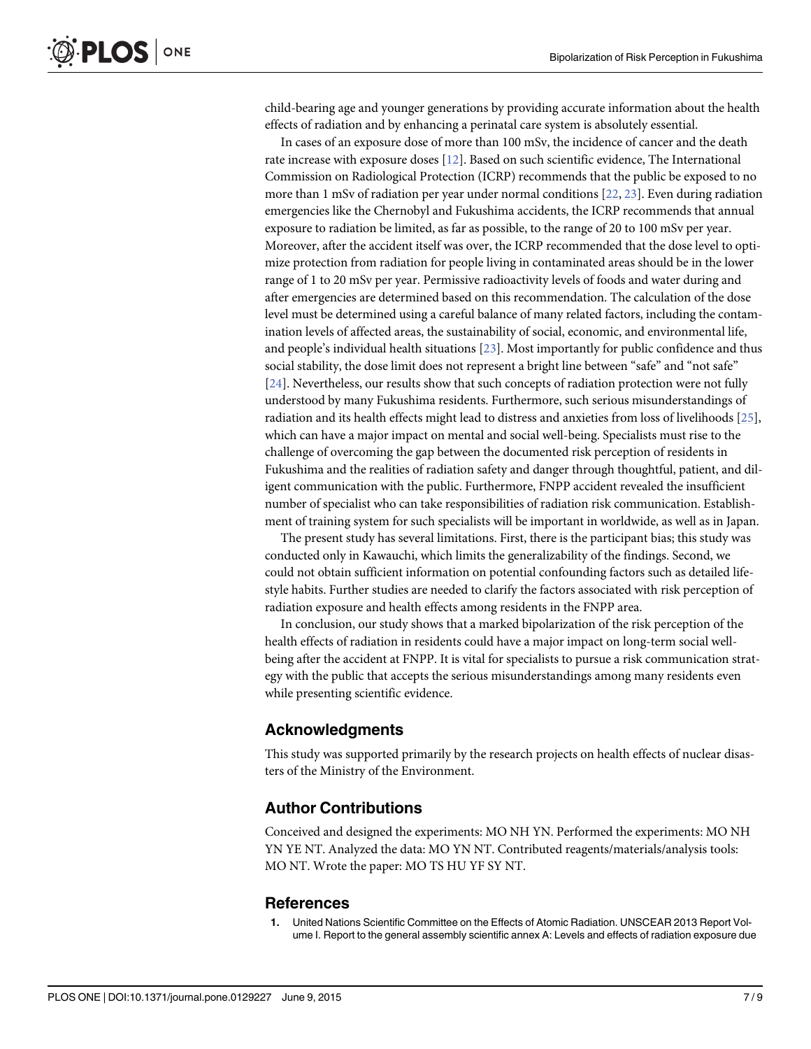child-bearing age and younger generations by providing accurate information about the health effects of radiation and by enhancing a perinatal care system is absolutely essential.

In cases of an exposure dose of more than 100 mSv, the incidence of cancer and the death rate increase with exposure doses [12]. Based on such scientific evidence, The International Commission on Radiological Protection (ICRP) recommends that the public be exposed to no more than 1 mSv of radiation per year under normal conditions [22, 23]. Even during radiation emergencies like the Chernobyl and Fukushima accidents, the ICRP recommends that annual exposure to radiation be limited, as far as possible, to the range of 20 to 100 mSv per year. Moreover, after the accident itself was over, the ICRP recommended that the dose level to optimize protection from radiation for people living in contaminated areas should be in the lower range of 1 to 20 mSv per year. Permissive radioactivity levels of foods and water during and after emergencies are determined based on this recommendation. The calculation of the dose level must be determined using a careful balance of many related factors, including the contamination levels of affected areas, the sustainability of social, economic, and environmental life, and people's individual health situations [23]. Most importantly for public confidence and thus social stability, the dose limit does not represent a bright line between "safe" and "not safe" [24]. Nevertheless, our results show that such concepts of radiation protection were not fully understood by many Fukushima residents. Furthermore, such serious misunderstandings of radiation and its health effects might lead to distress and anxieties from loss of livelihoods [25], which can have a major impact on mental and social well-being. Specialists must rise to the challenge of overcoming the gap between the documented risk perception of residents in Fukushima and the realities of radiation safety and danger through thoughtful, patient, and diligent communication with the public. Furthermore, FNPP accident revealed the insufficient number of specialist who can take responsibilities of radiation risk communication. Establishment of training system for such specialists will be important in worldwide, as well as in Japan.

The present study has several limitations. First, there is the participant bias; this study was conducted only in Kawauchi, which limits the generalizability of the findings. Second, we could not obtain sufficient information on potential confounding factors such as detailed lifestyle habits. Further studies are needed to clarify the factors associated with risk perception of radiation exposure and health effects among residents in the FNPP area.

In conclusion, our study shows that a marked bipolarization of the risk perception of the health effects of radiation in residents could have a major impact on long-term social well-being after the accident at FNPP. It is vital for specialists to pursue a risk communication strategy with the public that accepts the serious misunderstandings among many residents even while presenting scientific evidence.

## Acknowledgments

This study was supported primarily by the research projects on health effects of nuclear disasters of the Ministry of the Environment.

## Author Contributions

Conceived and designed the experiments: MO NH YN. Performed the experiments: MO NH YN YE NT. Analyzed the data: MO YN NT. Contributed reagents/materials/analysis tools: MO NT. Wrote the paper: MO TS HU YF SY NT.

## References

1. United Nations Scientific Committee on the Effects of Atomic Radiation. UNSCEAR 2013 Report Volume I. Report to the general assembly scientific annex A: Levels and effects of radiation exposure due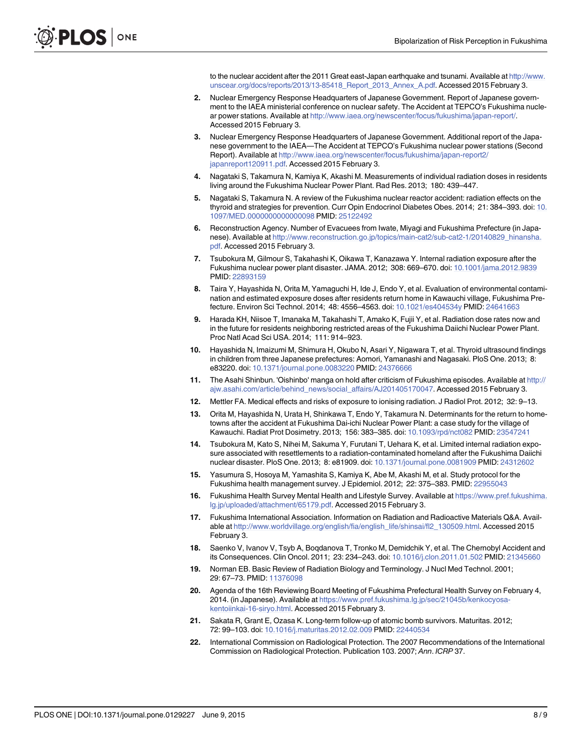to the nuclear accident after the 2011 Great east-Japan earthquake and tsunami. Available at http://www.unscear.org/docs/reports/2013/13-85418_Report_2013_Annex_A.pdf. Accessed 2015 February 3.

2. Nuclear Emergency Response Headquarters of Japanese Government. Report of Japanese government to the IAEA ministerial conference on nuclear safety. The Accident at TEPCO's Fukushima nuclear power stations. Available at http://www.iaea.org/newscenter/focus/fukushima/japan-report/. Accessed 2015 February 3.
3. Nuclear Emergency Response Headquarters of Japanese Government. Additional report of the Japanese government to the IAEA—The Accident at TEPCO's Fukushima nuclear power stations (Second Report). Available at http://www.iaea.org/newscenter/focus/fukushima/japan-report2/japanreport120911.pdf. Accessed 2015 February 3.
4. Nagataki S, Takamura N, Kamiya K, Akashi M. Measurements of individual radiation doses in residents living around the Fukushima Nuclear Power Plant. Rad Res. 2013; 180: 439–447.
5. Nagataki S, Takamura N. A review of the Fukushima nuclear reactor accident: radiation effects on the thyroid and strategies for prevention. Curr Opin Endocrinol Diabetes Obes. 2014; 21: 384–393. doi: 10.1097/MED.0000000000000098 PMID: 25122492
6. Reconstruction Agency. Number of Evacuees from Iwate, Miyagi and Fukushima Prefecture (in Japanese). Available at http://www.reconstruction.go.jp/topics/main-cat2/sub-cat2-1/20140829_hinansha.pdf. Accessed 2015 February 3.
7. Tsubokura M, Gilmour S, Takahashi K, Oikawa T, Kanazawa Y. Internal radiation exposure after the Fukushima nuclear power plant disaster. JAMA. 2012; 308: 669–670. doi: 10.1001/jama.2012.9839 PMID: 22893159
8. Taira Y, Hayashida N, Orita M, Yamaguchi H, Ide J, Endo Y, et al. Evaluation of environmental contamination and estimated exposure doses after residents return home in Kawauchi village, Fukushima Prefecture. Environ Sci Technol. 2014; 48: 4556–4563. doi: 10.1021/es404534y PMID: 24641663
9. Harada KH, Niisoe T, Imanaka M, Takahashi T, Amako K, Fujii Y, et al. Radiation dose rates now and in the future for residents neighboring restricted areas of the Fukushima Daiichi Nuclear Power Plant. Proc Natl Acad Sci USA. 2014; 111: 914–923.
10. Hayashida N, Imaizumi M, Shimura H, Okubo N, Asari Y, Nigawara T, et al. Thyroid ultrasound findings in children from three Japanese prefectures: Aomori, Yamanashi and Nagasaki. PloS One. 2013; 8: e83220. doi: 10.1371/journal.pone.0083220 PMID: 24376666
11. The Asahi Shinbun. 'Oishinbo' manga on hold after criticism of Fukushima episodes. Available at http://ajw.asahi.com/article/behind_news/social_affairs/AJ201405170047. Accessed 2015 February 3.
12. Mettler FA. Medical effects and risks of exposure to ionising radiation. J Radiol Prot. 2012; 32: 9–13.
13. Orita M, Hayashida N, Urata H, Shinkawa T, Endo Y, Takamura N. Determinants for the return to hometowns after the accident at Fukushima Dai-ichi Nuclear Power Plant: a case study for the village of Kawauchi. Radiat Prot Dosimetry. 2013; 156: 383–385. doi: 10.1093/rpd/nct082 PMID: 23547241
14. Tsubokura M, Kato S, Nihei M, Sakuma Y, Furutani T, Uehara K, et al. Limited internal radiation exposure associated with resettlements to a radiation-contaminated homeland after the Fukushima Daiichi nuclear disaster. PloS One. 2013; 8: e81909. doi: 10.1371/journal.pone.0081909 PMID: 24312602
15. Yasumura S, Hosoya M, Yamashita S, Kamiya K, Abe M, Akashi M, et al. Study protocol for the Fukushima health management survey. J Epidemiol. 2012; 22: 375–383. PMID: 22955043
16. Fukushima Health Survey Mental Health and Lifestyle Survey. Available at https://www.pref.fukushima.lg.jp/uploaded/attachment/65179.pdf. Accessed 2015 February 3.
17. Fukushima International Association. Information on Radiation and Radioactive Materials Q&A. Available at http://www.worldvillage.org/english/fia/english_life/shinsai/fl2_130509.html. Accessed 2015 February 3.
18. Saenko V, Ivanov V, Tsyb A, Boqdanova T, Tronko M, Demidchik Y, et al. The Chernobyl Accident and its Consequences. Clin Oncol. 2011; 23: 234–243. doi: 10.1016/j.clon.2011.01.502 PMID: 21345660
19. Norman EB. Basic Review of Radiation Biology and Terminology. J Nucl Med Technol. 2001; 29: 67–73. PMID: 11376098
20. Agenda of the 16th Reviewing Board Meeting of Fukushima Prefectural Health Survey on February 4, 2014. (in Japanese). Available at https://www.pref.fukushima.lg.jp/sec/21045b/kenkocyosa-kentoiinkai-16-siryo.html. Accessed 2015 February 3.
21. Sakata R, Grant E, Ozasa K. Long-term follow-up of atomic bomb survivors. Maturitas. 2012; 72: 99–103. doi: 10.1016/j.maturitas.2012.02.009 PMID: 22440534
22. International Commission on Radiological Protection. The 2007 Recommendations of the International Commission on Radiological Protection. Publication 103. 2007; *Ann. ICRP* 37.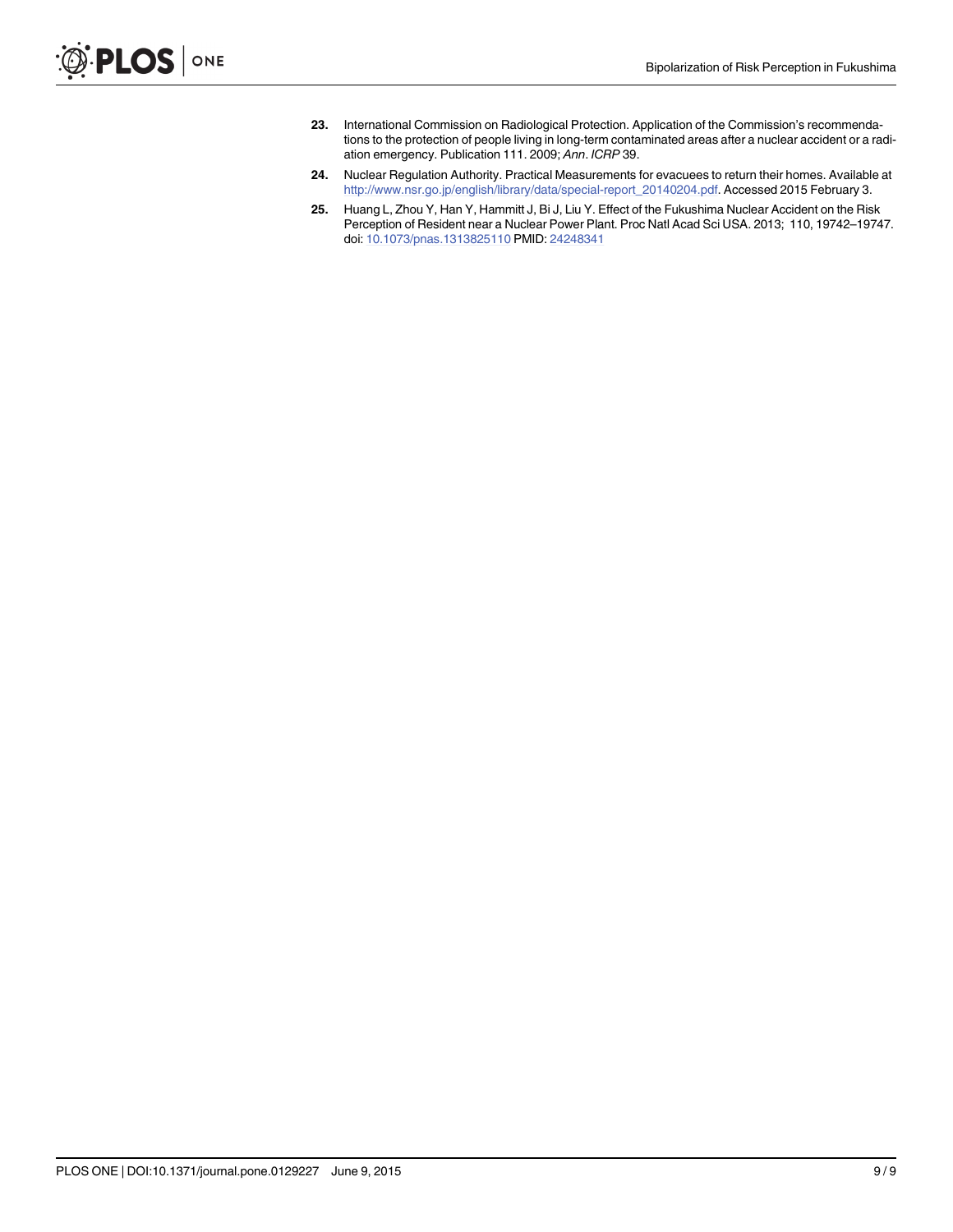23. International Commission on Radiological Protection. Application of the Commission's recommendations to the protection of people living in long-term contaminated areas after a nuclear accident or a radiation emergency. Publication 111. 2009; *Ann. ICRP* 39.
24. Nuclear Regulation Authority. Practical Measurements for evacuees to return their homes. Available at http://www.nsr.go.jp/english/library/data/special-report_20140204.pdf. Accessed 2015 February 3.
25. Huang L, Zhou Y, Han Y, Hammitt J, Bi J, Liu Y. Effect of the Fukushima Nuclear Accident on the Risk Perception of Resident near a Nuclear Power Plant. Proc Natl Acad Sci USA. 2013; 110, 19742–19747. doi: 10.1073/pnas.1313825110 PMID: 24248341